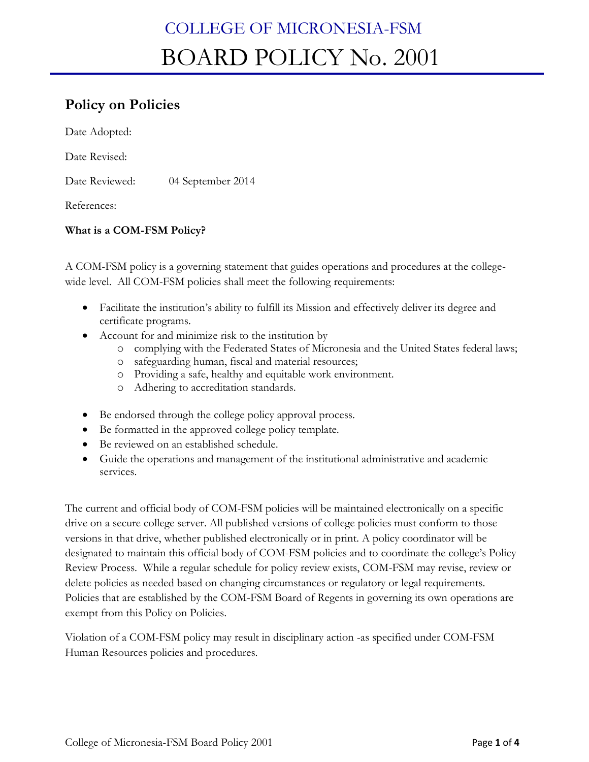# COLLEGE OF MICRONESIA-FSM
# BOARD POLICY No. 2001

## Policy on Policies

Date Adopted:

Date Revised:

Date Reviewed: 04 September 2014

References:

**What is a COM-FSM Policy?**

A COM-FSM policy is a governing statement that guides operations and procedures at the college-wide level. All COM-FSM policies shall meet the following requirements:

- Facilitate the institution's ability to fulfill its Mission and effectively deliver its degree and certificate programs.
- Account for and minimize risk to the institution by
  - complying with the Federated States of Micronesia and the United States federal laws;
  - safeguarding human, fiscal and material resources;
  - Providing a safe, healthy and equitable work environment.
  - Adhering to accreditation standards.
- Be endorsed through the college policy approval process.
- Be formatted in the approved college policy template.
- Be reviewed on an established schedule.
- Guide the operations and management of the institutional administrative and academic services.

The current and official body of COM-FSM policies will be maintained electronically on a specific drive on a secure college server. All published versions of college policies must conform to those versions in that drive, whether published electronically or in print. A policy coordinator will be designated to maintain this official body of COM-FSM policies and to coordinate the college's Policy Review Process. While a regular schedule for policy review exists, COM-FSM may revise, review or delete policies as needed based on changing circumstances or regulatory or legal requirements. Policies that are established by the COM-FSM Board of Regents in governing its own operations are exempt from this Policy on Policies.

Violation of a COM-FSM policy may result in disciplinary action -as specified under COM-FSM Human Resources policies and procedures.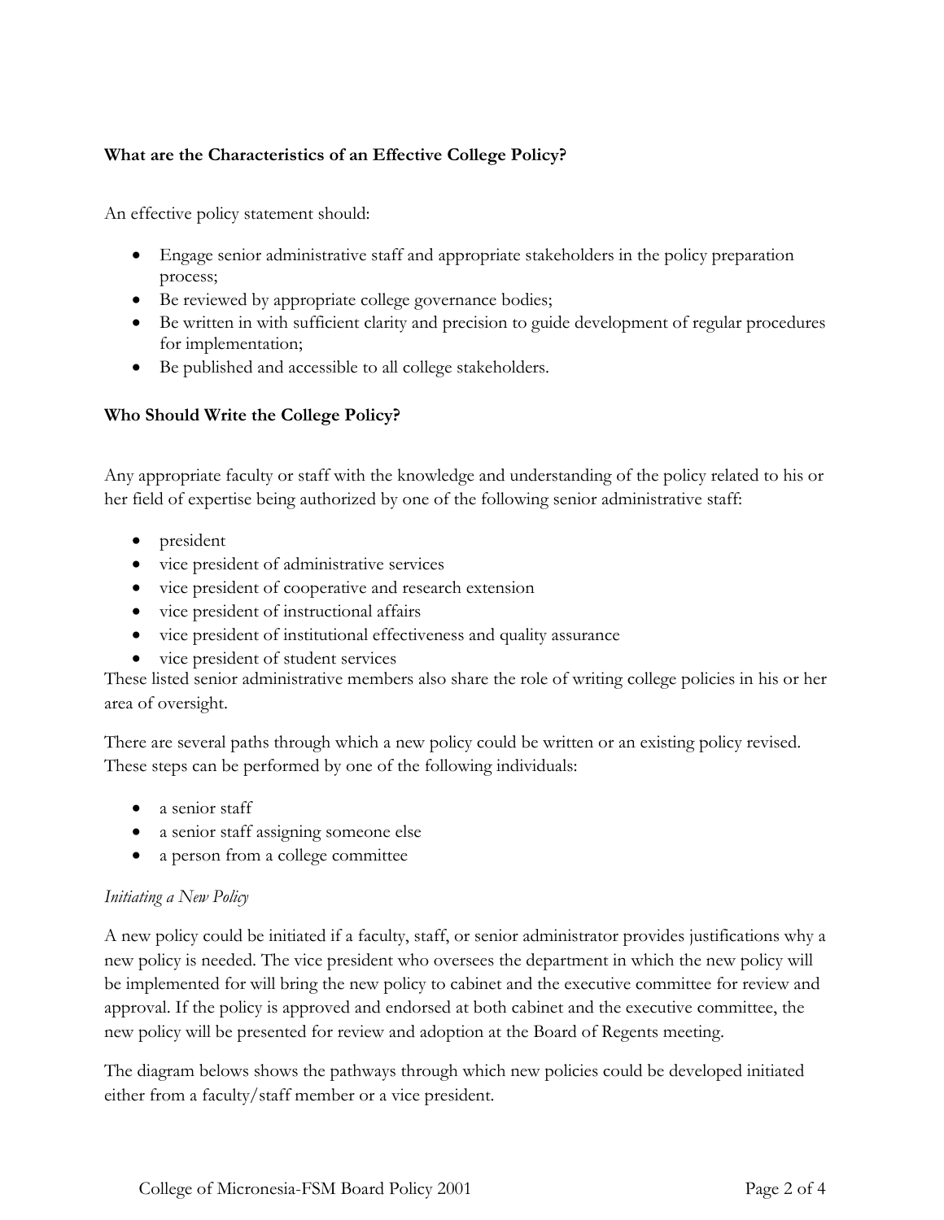**What are the Characteristics of an Effective College Policy?**

An effective policy statement should:

- Engage senior administrative staff and appropriate stakeholders in the policy preparation process;
- Be reviewed by appropriate college governance bodies;
- Be written in with sufficient clarity and precision to guide development of regular procedures for implementation;
- Be published and accessible to all college stakeholders.

**Who Should Write the College Policy?**

Any appropriate faculty or staff with the knowledge and understanding of the policy related to his or her field of expertise being authorized by one of the following senior administrative staff:

- president
- vice president of administrative services
- vice president of cooperative and research extension
- vice president of instructional affairs
- vice president of institutional effectiveness and quality assurance
- vice president of student services

These listed senior administrative members also share the role of writing college policies in his or her area of oversight.

There are several paths through which a new policy could be written or an existing policy revised. These steps can be performed by one of the following individuals:

- a senior staff
- a senior staff assigning someone else
- a person from a college committee

*Initiating a New Policy*

A new policy could be initiated if a faculty, staff, or senior administrator provides justifications why a new policy is needed. The vice president who oversees the department in which the new policy will be implemented for will bring the new policy to cabinet and the executive committee for review and approval. If the policy is approved and endorsed at both cabinet and the executive committee, the new policy will be presented for review and adoption at the Board of Regents meeting.

The diagram belows shows the pathways through which new policies could be developed initiated either from a faculty/staff member or a vice president.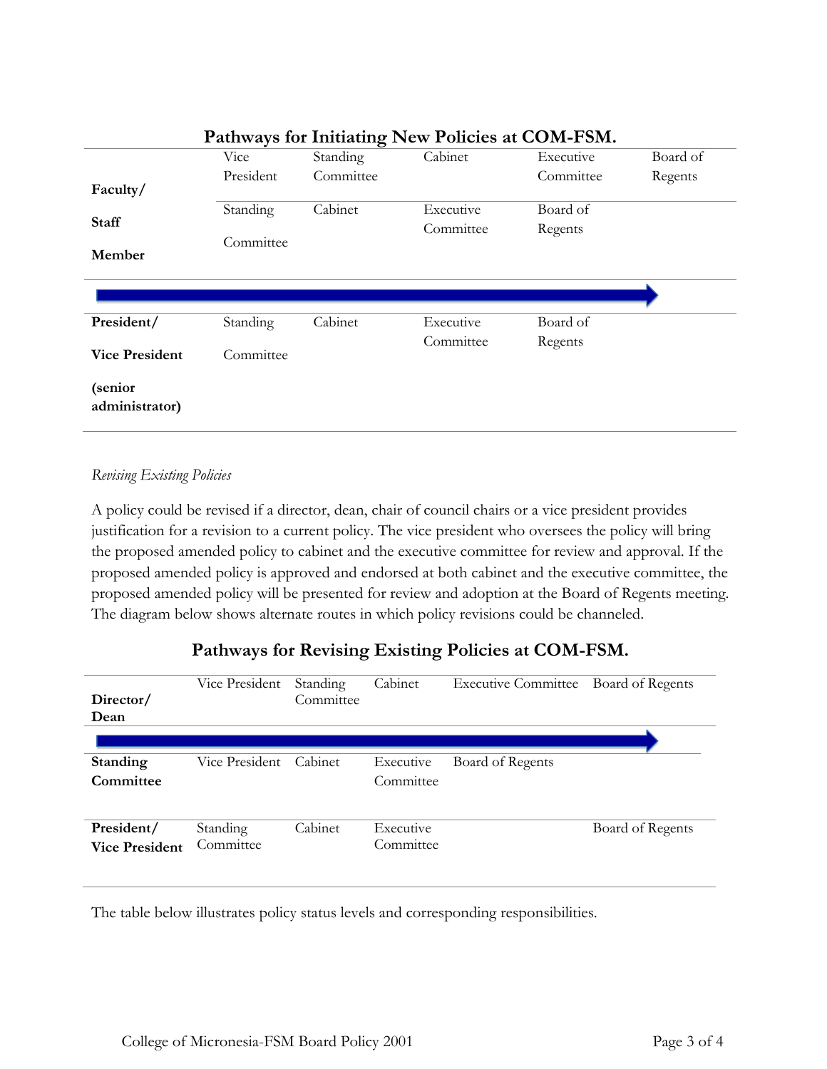## Pathways for Initiating New Policies at COM-FSM.

| | | | | | |
|---|---|---|---|---|---|
| **Faculty/ Staff Member** | Vice President | Standing Committee | Cabinet | Executive Committee | Board of Regents |
| | Standing Committee | Cabinet | Executive Committee | Board of Regents | |
| **President/ Vice President (senior administrator)** | Standing Committee | Cabinet | Executive Committee | Board of Regents | |

*Revising Existing Policies*

A policy could be revised if a director, dean, chair of council chairs or a vice president provides justification for a revision to a current policy. The vice president who oversees the policy will bring the proposed amended policy to cabinet and the executive committee for review and approval. If the proposed amended policy is approved and endorsed at both cabinet and the executive committee, the proposed amended policy will be presented for review and adoption at the Board of Regents meeting. The diagram below shows alternate routes in which policy revisions could be channeled.

## Pathways for Revising Existing Policies at COM-FSM.

| | | | | | |
|---|---|---|---|---|---|
| **Director/ Dean** | Vice President | Standing Committee | Cabinet | Executive Committee | Board of Regents |
| **Standing Committee** | Vice President | Cabinet | Executive Committee | Board of Regents | |
| **President/ Vice President** | Standing Committee | Cabinet | Executive Committee | | Board of Regents |

The table below illustrates policy status levels and corresponding responsibilities.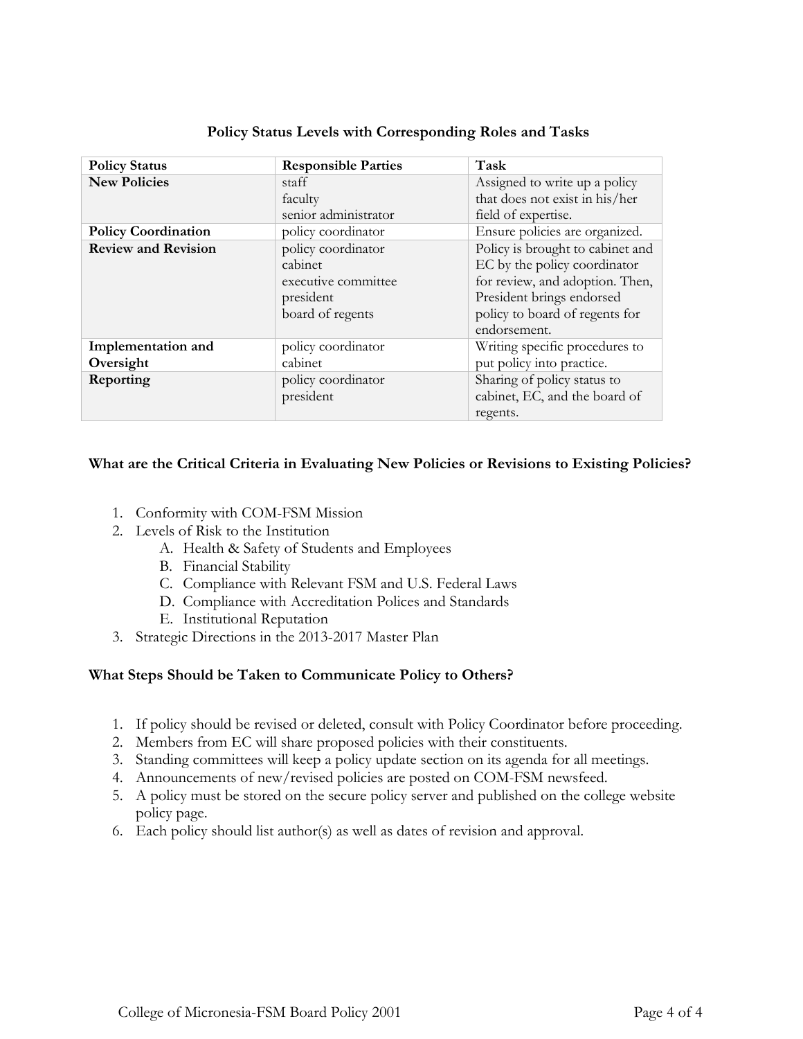**Policy Status Levels with Corresponding Roles and Tasks**

| Policy Status | Responsible Parties | Task |
|---|---|---|
| **New Policies** | staff<br>faculty<br>senior administrator | Assigned to write up a policy that does not exist in his/her field of expertise. |
| **Policy Coordination** | policy coordinator | Ensure policies are organized. |
| **Review and Revision** | policy coordinator<br>cabinet<br>executive committee<br>president<br>board of regents | Policy is brought to cabinet and EC by the policy coordinator for review, and adoption. Then, President brings endorsed policy to board of regents for endorsement. |
| **Implementation and Oversight** | policy coordinator<br>cabinet | Writing specific procedures to put policy into practice. |
| **Reporting** | policy coordinator<br>president | Sharing of policy status to cabinet, EC, and the board of regents. |

**What are the Critical Criteria in Evaluating New Policies or Revisions to Existing Policies?**

1. Conformity with COM-FSM Mission
2. Levels of Risk to the Institution
   A. Health & Safety of Students and Employees
   B. Financial Stability
   C. Compliance with Relevant FSM and U.S. Federal Laws
   D. Compliance with Accreditation Polices and Standards
   E. Institutional Reputation
3. Strategic Directions in the 2013-2017 Master Plan

**What Steps Should be Taken to Communicate Policy to Others?**

1. If policy should be revised or deleted, consult with Policy Coordinator before proceeding.
2. Members from EC will share proposed policies with their constituents.
3. Standing committees will keep a policy update section on its agenda for all meetings.
4. Announcements of new/revised policies are posted on COM-FSM newsfeed.
5. A policy must be stored on the secure policy server and published on the college website policy page.
6. Each policy should list author(s) as well as dates of revision and approval.